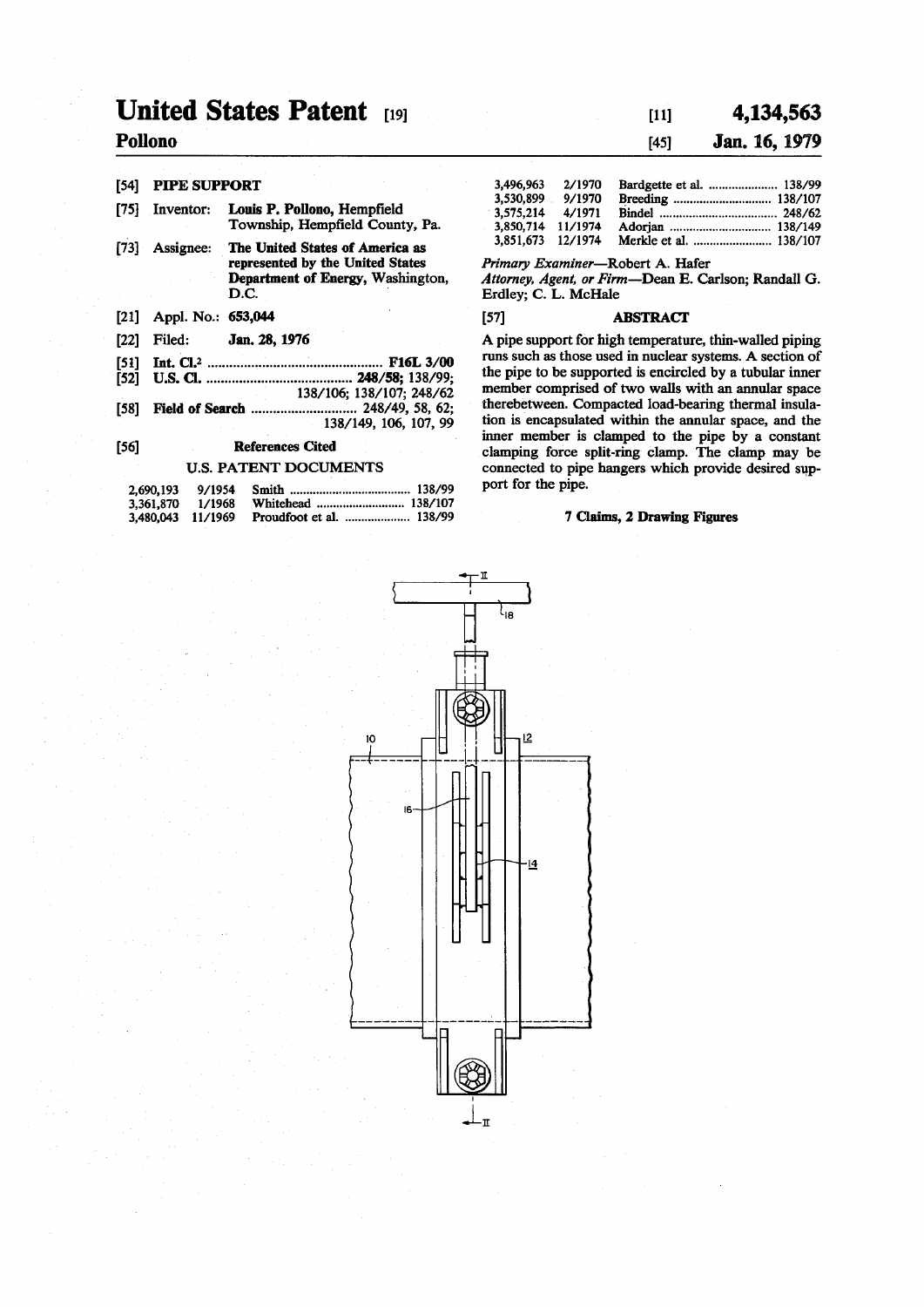# United States Patent [19]

**Pollono**

[11] **4,134,563**

[45] **Jan. 16, 1979**

[54] **PIPE SUPPORT**

[75] Inventor: **Louis P. Pollono,** Hempfield Township, Hempfield County, Pa.

[73] Assignee: **The United States of America as represented by the United States Department of Energy,** Washington, D.C.

[21] Appl. No.: **653,044**

[22] Filed: **Jan. 28, 1976**

[51] **Int. Cl.**[2] ..................... **F16L 3/00**

[52] **U.S. Cl.** ..................... **248/58;** 138/99; 138/106; 138/107; 248/62

[58] **Field of Search** ..................... 248/49, 58, 62; 138/149, 106, 107, 99

[56] **References Cited**

U.S. PATENT DOCUMENTS

| | | | |
|---|---|---|---|
| 2,690,193 | 9/1954 | Smith | 138/99 |
| 3,361,870 | 1/1968 | Whitehead | 138/107 |
| 3,480,043 | 11/1969 | Proudfoot et al. | 138/99 |
| 3,496,963 | 2/1970 | Bardgette et al. | 138/99 |
| 3,530,899 | 9/1970 | Breeding | 138/107 |
| 3,575,214 | 4/1971 | Bindel | 248/62 |
| 3,850,714 | 11/1974 | Adorjan | 138/149 |
| 3,851,673 | 12/1974 | Merkle et al. | 138/107 |

*Primary Examiner*—Robert A. Hafer

*Attorney, Agent, or Firm*—Dean E. Carlson; Randall G. Erdley; C. L. McHale

[57] **ABSTRACT**

A pipe support for high temperature, thin-walled piping runs such as those used in nuclear systems. A section of the pipe to be supported is encircled by a tubular inner member comprised of two walls with an annular space therebetween. Compacted load-bearing thermal insulation is encapsulated within the annular space, and the inner member is clamped to the pipe by a constant clamping force split-ring clamp. The clamp may be connected to pipe hangers which provide desired support for the pipe.

**7 Claims, 2 Drawing Figures**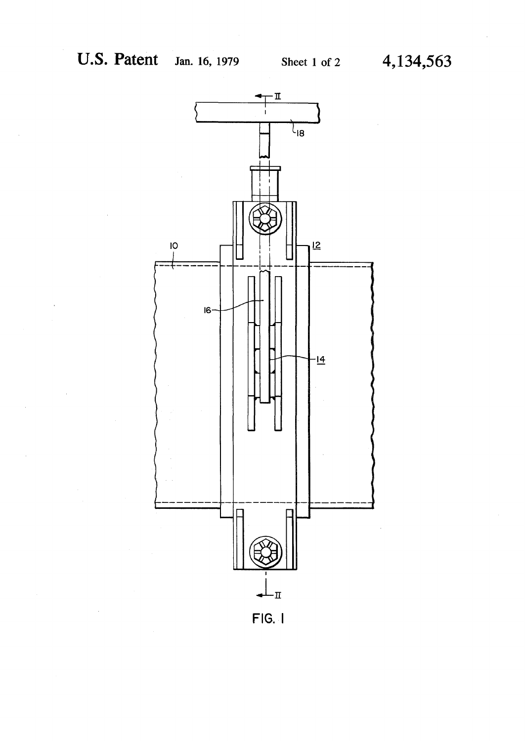FIG. 1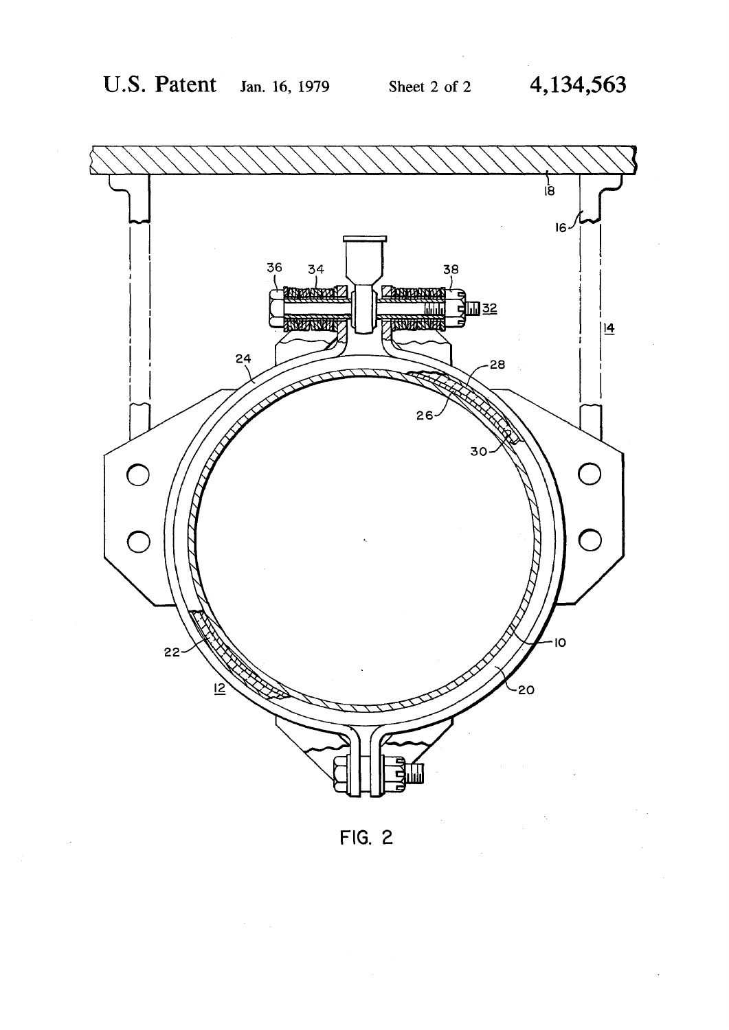FIG. 2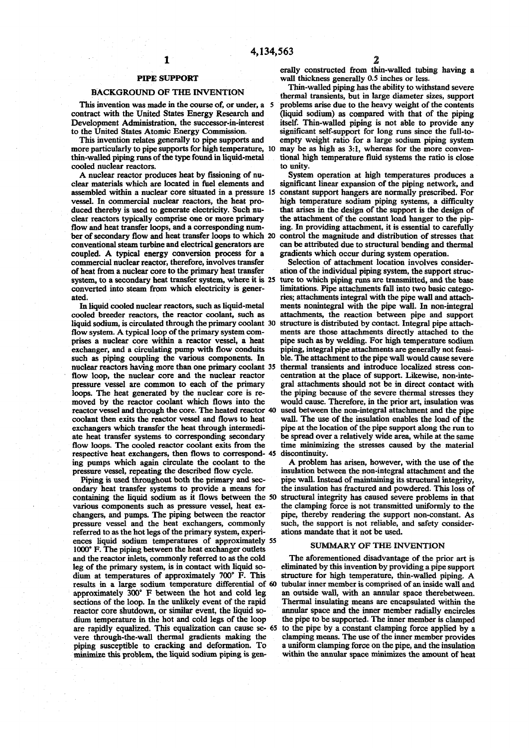# PIPE SUPPORT

## BACKGROUND OF THE INVENTION

This invention was made in the course of, or under, a contract with the United States Energy Research and Development Administration, the successor-in-interest to the United States Atomic Energy Commission.

This invention relates generally to pipe supports and more particularly to pipe supports for high temperature, thin-walled piping runs of the type found in liquid-metal cooled nuclear reactors.

A nuclear reactor produces heat by fissioning of nuclear materials which are located in fuel elements and assembled within a nuclear core situated in a pressure vessel. In commercial nuclear reactors, the heat produced thereby is used to generate electricity. Such nuclear reactors typically comprise one or more primary flow and heat transfer loops, and a corresponding number of secondary flow and heat transfer loops to which conventional steam turbine and electrical generators are coupled. A typical energy conversion process for a commercial nuclear reactor, therefore, involves transfer of heat from a nuclear core to the primary heat transfer system, to a secondary heat transfer system, where it is converted into steam from which electricity is generated.

In liquid cooled nuclear reactors, such as liquid-metal cooled breeder reactors, the reactor coolant, such as liquid sodium, is circulated through the primary coolant flow system. A typical loop of the primary system comprises a nuclear core within a reactor vessel, a heat exchanger, and a circulating pump with flow conduits such as piping coupling the various components. In nuclear reactors having more than one primary coolant flow loop, the nuclear core and the nuclear reactor pressure vessel are common to each of the primary loops. The heat generated by the nuclear core is removed by the reactor coolant which flows into the reactor vessel and through the core. The heated reactor coolant then exits the reactor vessel and flows to heat exchangers which transfer the heat through intermediate heat transfer systems to corresponding secondary flow loops. The cooled reactor coolant exits from the respective heat exchangers, then flows to corresponding pumps which again circulate the coolant to the pressure vessel, repeating the described flow cycle.

Piping is used throughout both the primary and secondary heat transfer systems to provide a means for containing the liquid sodium as it flows between the various components such as pressure vessel, heat exchangers, and pumps. The piping between the reactor pressure vessel and the heat exchangers, commonly referred to as the hot legs of the primary system, experiences liquid sodium temperatures of approximately 1000° F. The piping between the heat exchanger outlets and the reactor inlets, commonly referred to as the cold leg of the primary system, is in contact with liquid sodium at temperatures of approximately 700° F. This results in a large sodium temperature differential of approximately 300° F between the hot and cold leg sections of the loop. In the unlikely event of the rapid reactor core shutdown, or similar event, the liquid sodium temperature in the hot and cold legs of the loop are rapidly equalized. This equalization can cause severe through-the-wall thermal gradients making the piping susceptible to cracking and deformation. To minimize this problem, the liquid sodium piping is generally constructed from thin-walled tubing having a wall thickness generally 0.5 inches or less.

Thin-walled piping has the ability to withstand severe thermal transients, but in large diameter sizes, support problems arise due to the heavy weight of the contents (liquid sodium) as compared with that of the piping itself. Thin-walled piping is not able to provide any significant self-support for long runs since the full-to-empty weight ratio for a large sodium piping system may be as high as 3:1, whereas for the more conventional high temperature fluid systems the ratio is close to unity.

System operation at high temperatures produces a significant linear expansion of the piping network, and constant support hangers are normally prescribed. For high temperature sodium piping systems, a difficulty that arises in the design of the support is the design of the attachment of the constant load hanger to the piping. In providing attachment, it is essential to carefully control the magnitude and distribution of stresses that can be attributed due to structural bending and thermal gradients which occur during system operation.

Selection of attachment location involves consideration of the individual piping system, the support structure to which piping runs are transmitted, and the base limitations. Pipe attachments fall into two basic categories; attachments integral with the pipe wall and attachments nonintegral with the pipe wall. In non-integral attachments, the reaction between pipe and support structure is distributed by contact. Integral pipe attachments are those attachments directly attached to the pipe such as by welding. For high temperature sodium piping, integral pipe attachments are generally not feasible. The attachment to the pipe wall would cause severe thermal transients and introduce localized stress concentration at the place of support. Likewise, non-integral attachments should not be in direct contact with the piping because of the severe thermal stresses they would cause. Therefore, in the prior art, insulation was used between the non-integral attachment and the pipe wall. The use of the insulation enables the load of the pipe at the location of the pipe support along the run to be spread over a relatively wide area, while at the same time minimizing the stresses caused by the material discontinuity.

A problem has arisen, however, with the use of the insulation between the non-integral attachment and the pipe wall. Instead of maintaining its structural integrity, the insulation has fractured and powdered. This loss of structural integrity has caused severe problems in that the clamping force is not transmitted uniformly to the pipe, thereby rendering the support non-constant. As such, the support is not reliable, and safety considerations mandate that it not be used.

## SUMMARY OF THE INVENTION

The aforementioned disadvantage of the prior art is eliminated by this invention by providing a pipe support structure for high temperature, thin-walled piping. A tubular inner member is comprised of an inside wall and an outside wall, with an annular space therebetween. Thermal insulating means are encapsulated within the annular space and the inner member radially encircles the pipe to be supported. The inner member is clamped to the pipe by a constant clamping force applied by a clamping means. The use of the inner member provides a uniform clamping force on the pipe, and the insulation within the annular space minimizes the amount of heat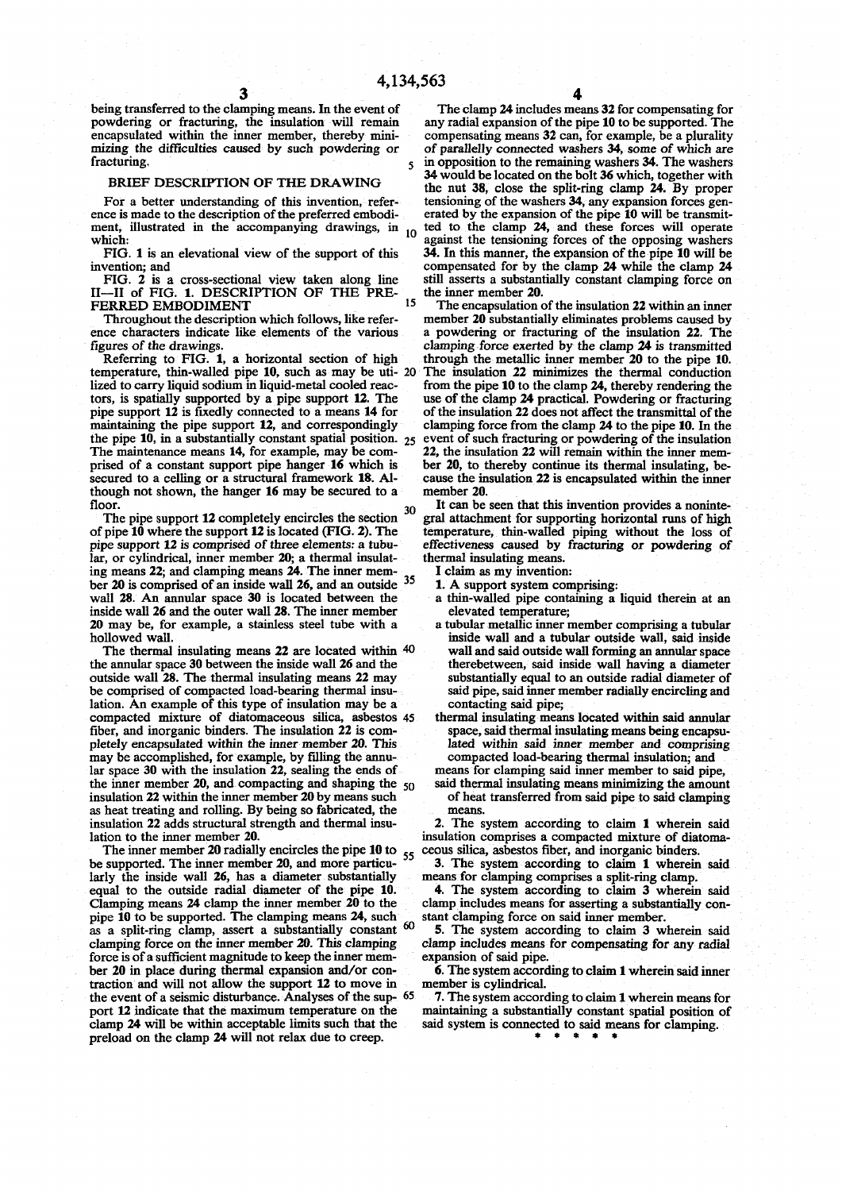being transferred to the clamping means. In the event of powdering or fracturing, the insulation will remain encapsulated within the inner member, thereby minimizing the difficulties caused by such powdering or fracturing.

## BRIEF DESCRIPTION OF THE DRAWING

For a better understanding of this invention, reference is made to the description of the preferred embodiment, illustrated in the accompanying drawings, in which:

FIG. 1 is an elevational view of the support of this invention; and

FIG. 2 is a cross-sectional view taken along line II—II of FIG. 1.

## DESCRIPTION OF THE PREFERRED EMBODIMENT

Throughout the description which follows, like reference characters indicate like elements of the various figures of the drawings.

Referring to FIG. 1, a horizontal section of high temperature, thin-walled pipe 10, such as may be utilized to carry liquid sodium in liquid-metal cooled reactors, is spatially supported by a pipe support 12. The pipe support 12 is fixedly connected to a means 14 for maintaining the pipe support 12, and correspondingly the pipe 10, in a substantially constant spatial position. The maintenance means 14, for example, may be comprised of a constant support pipe hanger 16 which is secured to a ceiling or a structural framework 18. Although not shown, the hanger 16 may be secured to a floor.

The pipe support 12 completely encircles the section of pipe 10 where the support 12 is located (FIG. 2). The pipe support 12 is comprised of three elements: a tubular, or cylindrical, inner member 20; a thermal insulating means 22; and clamping means 24. The inner member 20 is comprised of an inside wall 26, and an outside wall 28. An annular space 30 is located between the inside wall 26 and the outer wall 28. The inner member 20 may be, for example, a stainless steel tube with a hollowed wall.

The thermal insulating means 22 are located within the annular space 30 between the inside wall 26 and the outside wall 28. The thermal insulating means 22 may be comprised of compacted load-bearing thermal insulation. An example of this type of insulation may be a compacted mixture of diatomaceous silica, asbestos fiber, and inorganic binders. The insulation 22 is completely encapsulated within the inner member 20. This may be accomplished, for example, by filling the annular space 30 with the insulation 22, sealing the ends of the inner member 20, and compacting and shaping the insulation 22 within the inner member 20 by means such as heat treating and rolling. By being so fabricated, the insulation 22 adds structural strength and thermal insulation to the inner member 20.

The inner member 20 radially encircles the pipe 10 to be supported. The inner member 20, and more particularly the inside wall 26, has a diameter substantially equal to the outside radial diameter of the pipe 10. Clamping means 24 clamp the inner member 20 to the pipe 10 to be supported. The clamping means 24, such as a split-ring clamp, assert a substantially constant clamping force on the inner member 20. This clamping force is of a sufficient magnitude to keep the inner member 20 in place during thermal expansion and/or contraction and will not allow the support 12 to move in the event of a seismic disturbance. Analyses of the support 12 indicate that the maximum temperature on the clamp 24 will be within acceptable limits such that the preload on the clamp 24 will not relax due to creep.

The clamp 24 includes means 32 for compensating for any radial expansion of the pipe 10 to be supported. The compensating means 32 can, for example, be a plurality of parallelly connected washers 34, some of which are in opposition to the remaining washers 34. The washers 34 would be located on the bolt 36 which, together with the nut 38, close the split-ring clamp 24. By proper tensioning of the washers 34, any expansion forces generated by the expansion of the pipe 10 will be transmitted to the clamp 24, and these forces will operate against the tensioning forces of the opposing washers 34. In this manner, the expansion of the pipe 10 will be compensated for by the clamp 24 while the clamp 24 still asserts a substantially constant clamping force on the inner member 20.

The encapsulation of the insulation 22 within an inner member 20 substantially eliminates problems caused by a powdering or fracturing of the insulation 22. The clamping force exerted by the clamp 24 is transmitted through the metallic inner member 20 to the pipe 10. The insulation 22 minimizes the thermal conduction from the pipe 10 to the clamp 24, thereby rendering the use of the clamp 24 practical. Powdering or fracturing of the insulation 22 does not affect the transmittal of the clamping force from the clamp 24 to the pipe 10. In the event of such fracturing or powdering of the insulation 22, the insulation 22 will remain within the inner member 20, to thereby continue its thermal insulating, because the insulation 22 is encapsulated within the inner member 20.

It can be seen that this invention provides a nonintegral attachment for supporting horizontal runs of high temperature, thin-walled piping without the loss of effectiveness caused by fracturing or powdering of thermal insulating means.

I claim as my invention:

1. A support system comprising:
   - a thin-walled pipe containing a liquid therein at an elevated temperature;
   - a tubular metallic inner member comprising a tubular inside wall and a tubular outside wall, said inside wall and said outside wall forming an annular space therebetween, said inside wall having a diameter substantially equal to an outside radial diameter of said pipe, said inner member radially encircling and contacting said pipe;
   - thermal insulating means located within said annular space, said thermal insulating means being encapsulated within said inner member and comprising compacted load-bearing thermal insulation; and
   - means for clamping said inner member to said pipe, said thermal insulating means minimizing the amount of heat transferred from said pipe to said clamping means.
2. The system according to claim 1 wherein said insulation comprises a compacted mixture of diatomaceous silica, asbestos fiber, and inorganic binders.
3. The system according to claim 1 wherein said means for clamping comprises a split-ring clamp.
4. The system according to claim 3 wherein said clamp includes means for asserting a substantially constant clamping force on said inner member.
5. The system according to claim 3 wherein said clamp includes means for compensating for any radial expansion of said pipe.
6. The system according to claim 1 wherein said inner member is cylindrical.
7. The system according to claim 1 wherein means for maintaining a substantially constant spatial position of said system is connected to said means for clamping.

\* \* \* \* \*